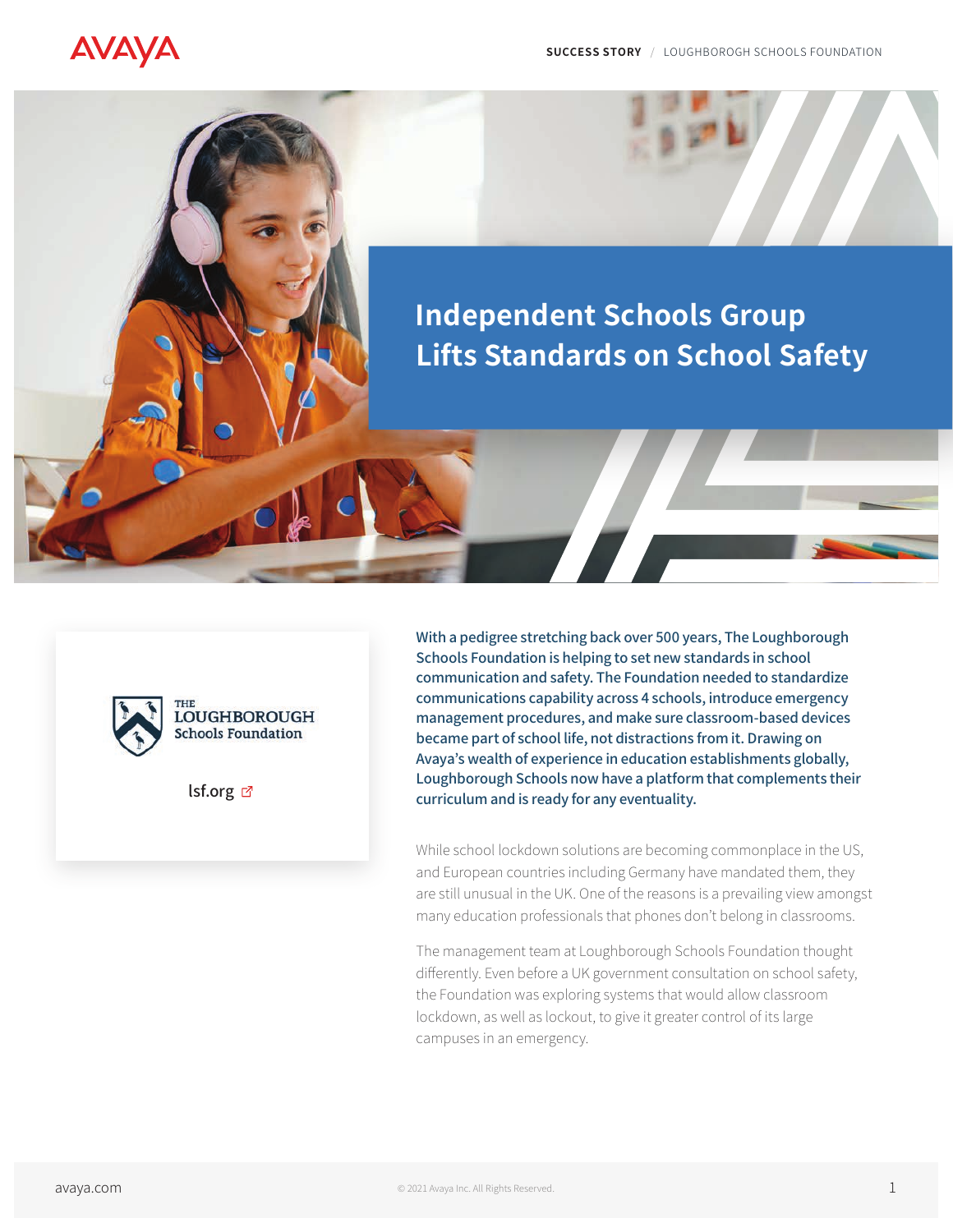# Independent Schools Group Lifts Standards on School Safety

THE LOUGHBOROUGH Schools Foundation

lsf.org

**With a pedigree stretching back over 500 years, The Loughborough Schools Foundation is helping to set new standards in school communication and safety. The Foundation needed to standardize communications capability across 4 schools, introduce emergency management procedures, and make sure classroom-based devices became part of school life, not distractions from it. Drawing on Avaya's wealth of experience in education establishments globally, Loughborough Schools now have a platform that complements their curriculum and is ready for any eventuality.**

While school lockdown solutions are becoming commonplace in the US, and European countries including Germany have mandated them, they are still unusual in the UK. One of the reasons is a prevailing view amongst many education professionals that phones don't belong in classrooms.

The management team at Loughborough Schools Foundation thought differently. Even before a UK government consultation on school safety, the Foundation was exploring systems that would allow classroom lockdown, as well as lockout, to give it greater control of its large campuses in an emergency.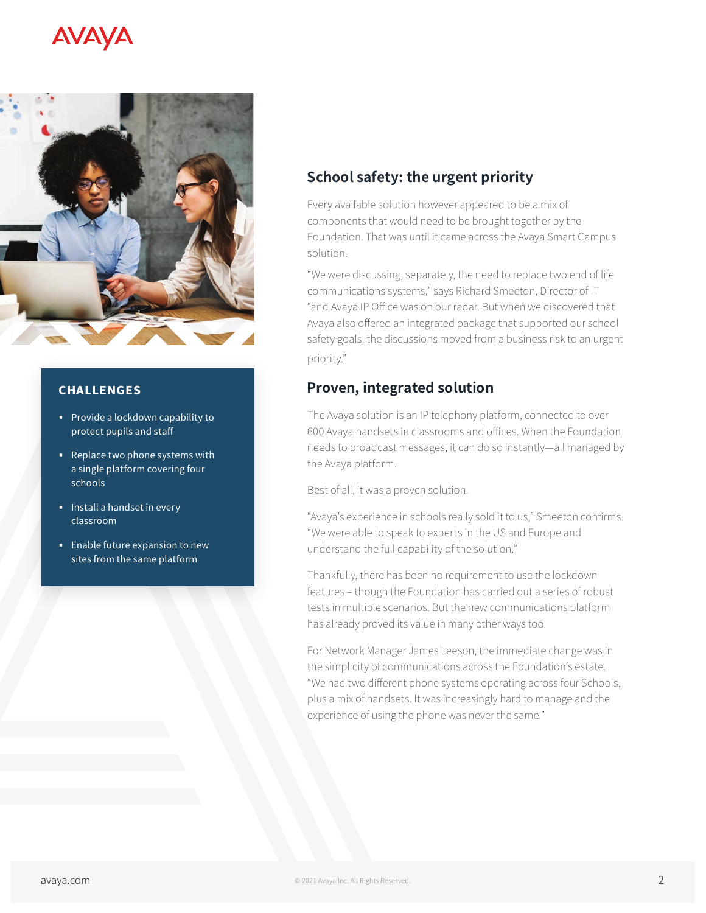## CHALLENGES

- Provide a lockdown capability to protect pupils and staff
- Replace two phone systems with a single platform covering four schools
- Install a handset in every classroom
- Enable future expansion to new sites from the same platform

## School safety: the urgent priority

Every available solution however appeared to be a mix of components that would need to be brought together by the Foundation. That was until it came across the Avaya Smart Campus solution.

“We were discussing, separately, the need to replace two end of life communications systems,” says Richard Smeeton, Director of IT “and Avaya IP Office was on our radar. But when we discovered that Avaya also offered an integrated package that supported our school safety goals, the discussions moved from a business risk to an urgent priority.”

## Proven, integrated solution

The Avaya solution is an IP telephony platform, connected to over 600 Avaya handsets in classrooms and offices. When the Foundation needs to broadcast messages, it can do so instantly—all managed by the Avaya platform.

Best of all, it was a proven solution.

“Avaya’s experience in schools really sold it to us,” Smeeton confirms. “We were able to speak to experts in the US and Europe and understand the full capability of the solution.”

Thankfully, there has been no requirement to use the lockdown features – though the Foundation has carried out a series of robust tests in multiple scenarios. But the new communications platform has already proved its value in many other ways too.

For Network Manager James Leeson, the immediate change was in the simplicity of communications across the Foundation’s estate. “We had two different phone systems operating across four Schools, plus a mix of handsets. It was increasingly hard to manage and the experience of using the phone was never the same.”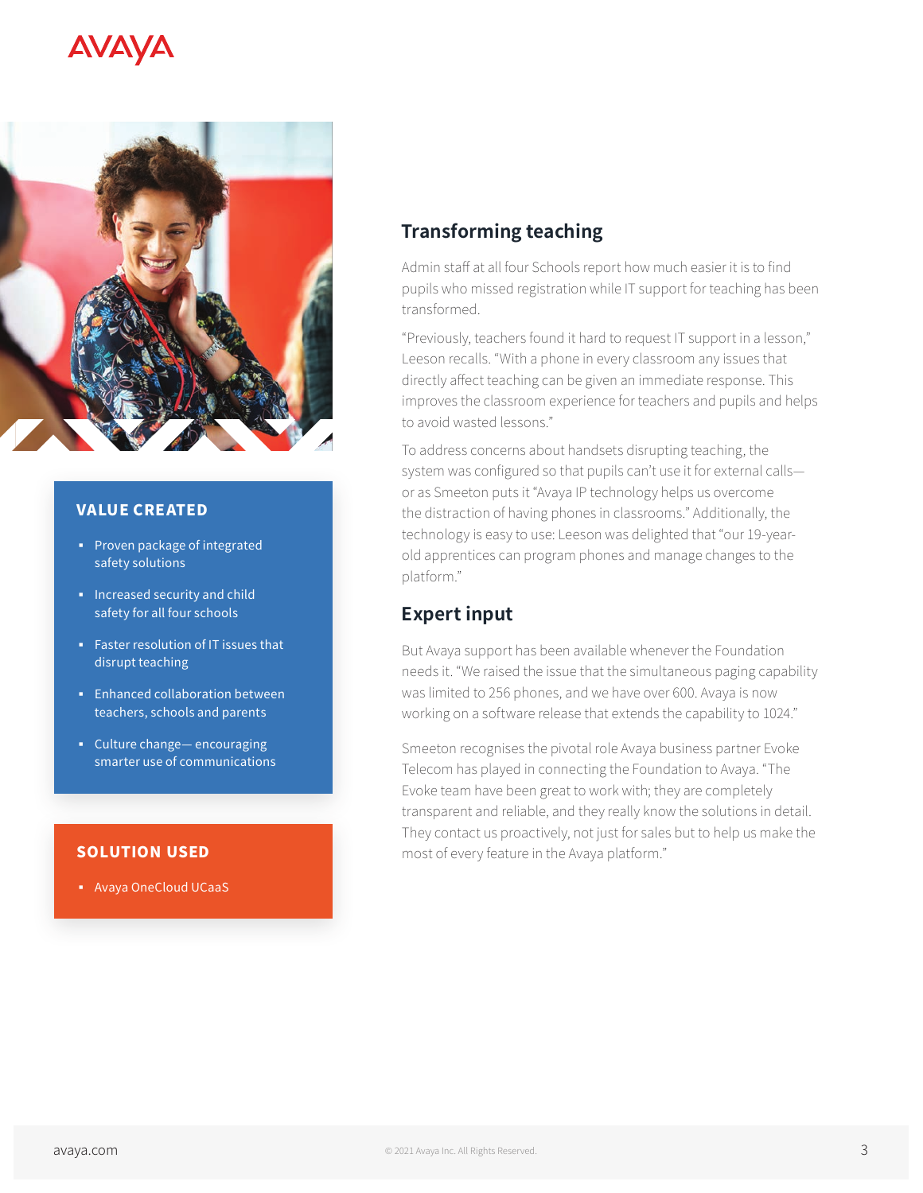### VALUE CREATED

- Proven package of integrated safety solutions
- Increased security and child safety for all four schools
- Faster resolution of IT issues that disrupt teaching
- Enhanced collaboration between teachers, schools and parents
- Culture change— encouraging smarter use of communications

### SOLUTION USED

- Avaya OneCloud UCaaS

## Transforming teaching

Admin staff at all four Schools report how much easier it is to find pupils who missed registration while IT support for teaching has been transformed.

"Previously, teachers found it hard to request IT support in a lesson," Leeson recalls. "With a phone in every classroom any issues that directly affect teaching can be given an immediate response. This improves the classroom experience for teachers and pupils and helps to avoid wasted lessons."

To address concerns about handsets disrupting teaching, the system was configured so that pupils can't use it for external calls—or as Smeeton puts it "Avaya IP technology helps us overcome the distraction of having phones in classrooms." Additionally, the technology is easy to use: Leeson was delighted that "our 19-year-old apprentices can program phones and manage changes to the platform."

## Expert input

But Avaya support has been available whenever the Foundation needs it. "We raised the issue that the simultaneous paging capability was limited to 256 phones, and we have over 600. Avaya is now working on a software release that extends the capability to 1024."

Smeeton recognises the pivotal role Avaya business partner Evoke Telecom has played in connecting the Foundation to Avaya. "The Evoke team have been great to work with; they are completely transparent and reliable, and they really know the solutions in detail. They contact us proactively, not just for sales but to help us make the most of every feature in the Avaya platform."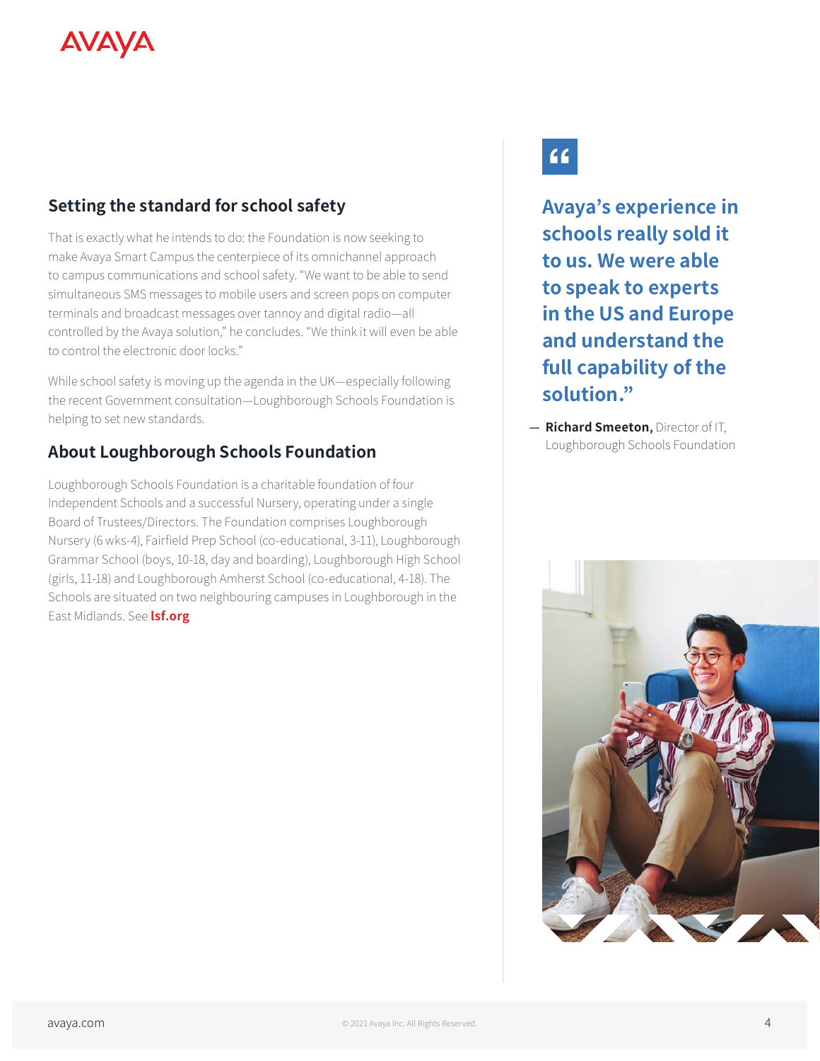## Setting the standard for school safety

That is exactly what he intends to do: the Foundation is now seeking to make Avaya Smart Campus the centerpiece of its omnichannel approach to campus communications and school safety. "We want to be able to send simultaneous SMS messages to mobile users and screen pops on computer terminals and broadcast messages over tannoy and digital radio—all controlled by the Avaya solution," he concludes. "We think it will even be able to control the electronic door locks."

While school safety is moving up the agenda in the UK—especially following the recent Government consultation—Loughborough Schools Foundation is helping to set new standards.

## About Loughborough Schools Foundation

Loughborough Schools Foundation is a charitable foundation of four Independent Schools and a successful Nursery, operating under a single Board of Trustees/Directors. The Foundation comprises Loughborough Nursery (6 wks-4), Fairfield Prep School (co-educational, 3-11), Loughborough Grammar School (boys, 10-18, day and boarding), Loughborough High School (girls, 11-18) and Loughborough Amherst School (co-educational, 4-18). The Schools are situated on two neighbouring campuses in Loughborough in the East Midlands. See **lsf.org**

> **Avaya's experience in schools really sold it to us. We were able to speak to experts in the US and Europe and understand the full capability of the solution."**
>
> — **Richard Smeeton,** Director of IT, Loughborough Schools Foundation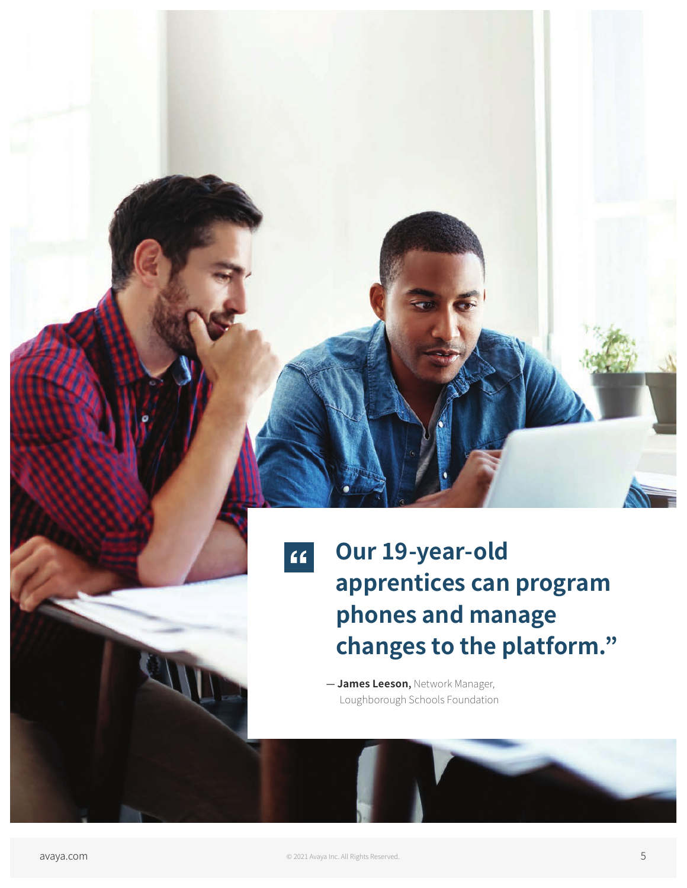> **Our 19-year-old apprentices can program phones and manage changes to the platform.”**
>
> — **James Leeson,** Network Manager, Loughborough Schools Foundation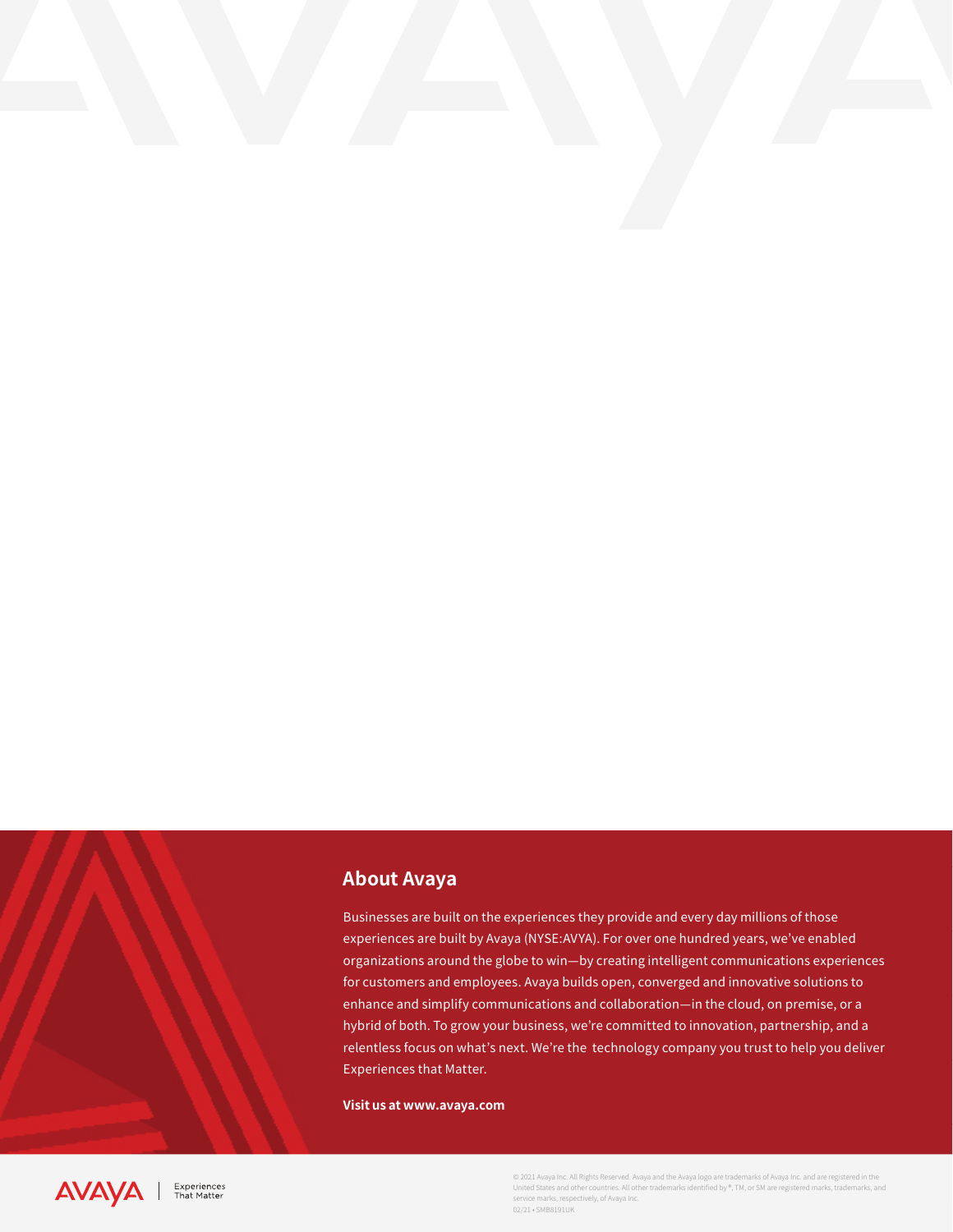## About Avaya

Businesses are built on the experiences they provide and every day millions of those experiences are built by Avaya (NYSE:AVYA). For over one hundred years, we've enabled organizations around the globe to win—by creating intelligent communications experiences for customers and employees. Avaya builds open, converged and innovative solutions to enhance and simplify communications and collaboration—in the cloud, on premise, or a hybrid of both. To grow your business, we're committed to innovation, partnership, and a relentless focus on what's next. We're the technology company you trust to help you deliver Experiences that Matter.

**Visit us at www.avaya.com**

AVAYA | Experiences That Matter

© 2021 Avaya Inc. All Rights Reserved. Avaya and the Avaya logo are trademarks of Avaya Inc. and are registered in the United States and other countries. All other trademarks identified by ®, TM, or SM are registered marks, trademarks, and service marks, respectively, of Avaya Inc.
02/21 • SMB8191UK